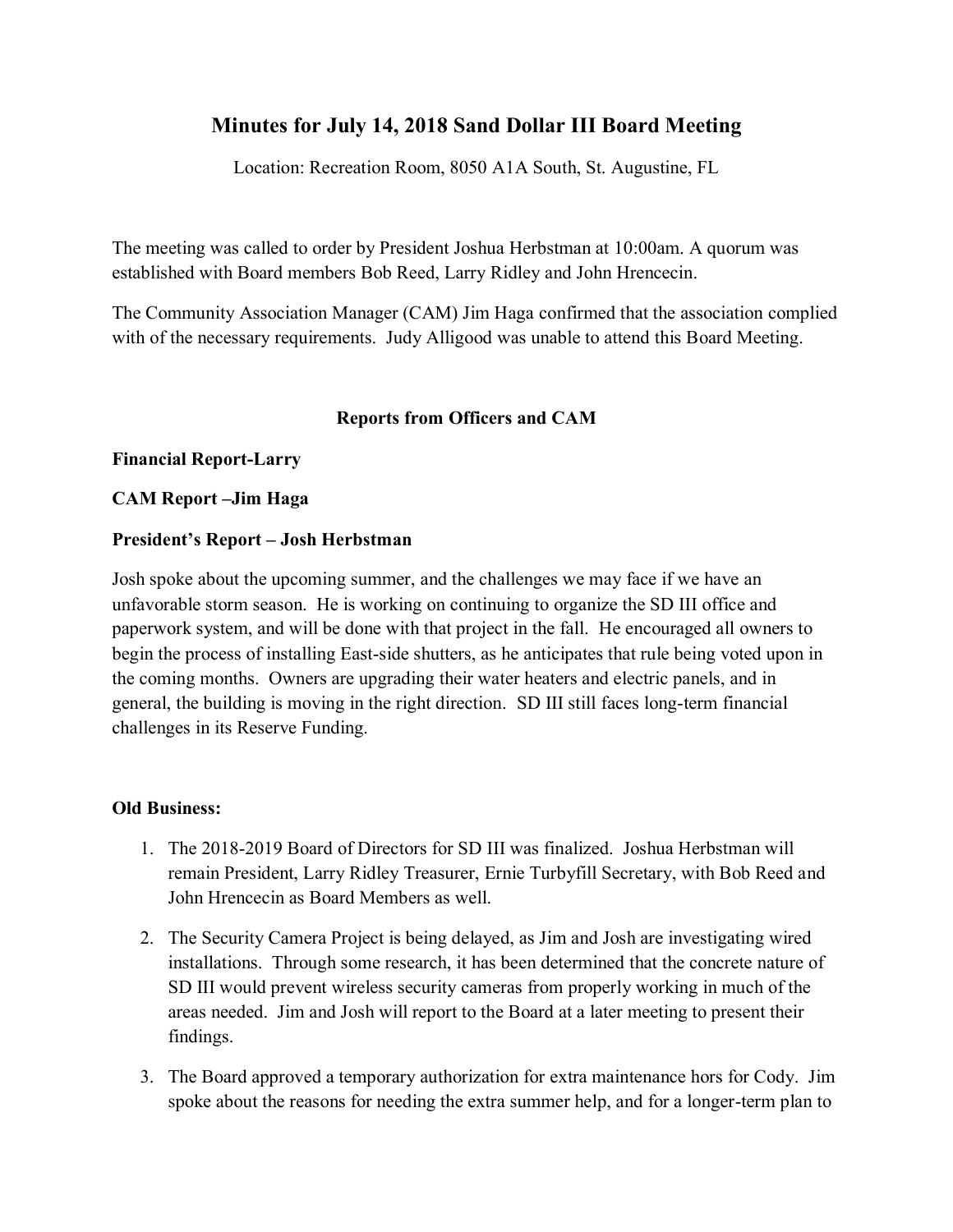# Minutes for July 14, 2018 Sand Dollar III Board Meeting

Location: Recreation Room, 8050 A1A South, St. Augustine, FL

The meeting was called to order by President Joshua Herbstman at 10:00am. A quorum was established with Board members Bob Reed, Larry Ridley and John Hrencecin.

The Community Association Manager (CAM) Jim Haga confirmed that the association complied with of the necessary requirements. Judy Alligood was unable to attend this Board Meeting.

## Reports from Officers and CAM

**Financial Report-Larry**

**CAM Report –Jim Haga**

**President's Report – Josh Herbstman**

Josh spoke about the upcoming summer, and the challenges we may face if we have an unfavorable storm season. He is working on continuing to organize the SD III office and paperwork system, and will be done with that project in the fall. He encouraged all owners to begin the process of installing East-side shutters, as he anticipates that rule being voted upon in the coming months. Owners are upgrading their water heaters and electric panels, and in general, the building is moving in the right direction. SD III still faces long-term financial challenges in its Reserve Funding.

**Old Business:**

1. The 2018-2019 Board of Directors for SD III was finalized. Joshua Herbstman will remain President, Larry Ridley Treasurer, Ernie Turbyfill Secretary, with Bob Reed and John Hrencecin as Board Members as well.
2. The Security Camera Project is being delayed, as Jim and Josh are investigating wired installations. Through some research, it has been determined that the concrete nature of SD III would prevent wireless security cameras from properly working in much of the areas needed. Jim and Josh will report to the Board at a later meeting to present their findings.
3. The Board approved a temporary authorization for extra maintenance hors for Cody. Jim spoke about the reasons for needing the extra summer help, and for a longer-term plan to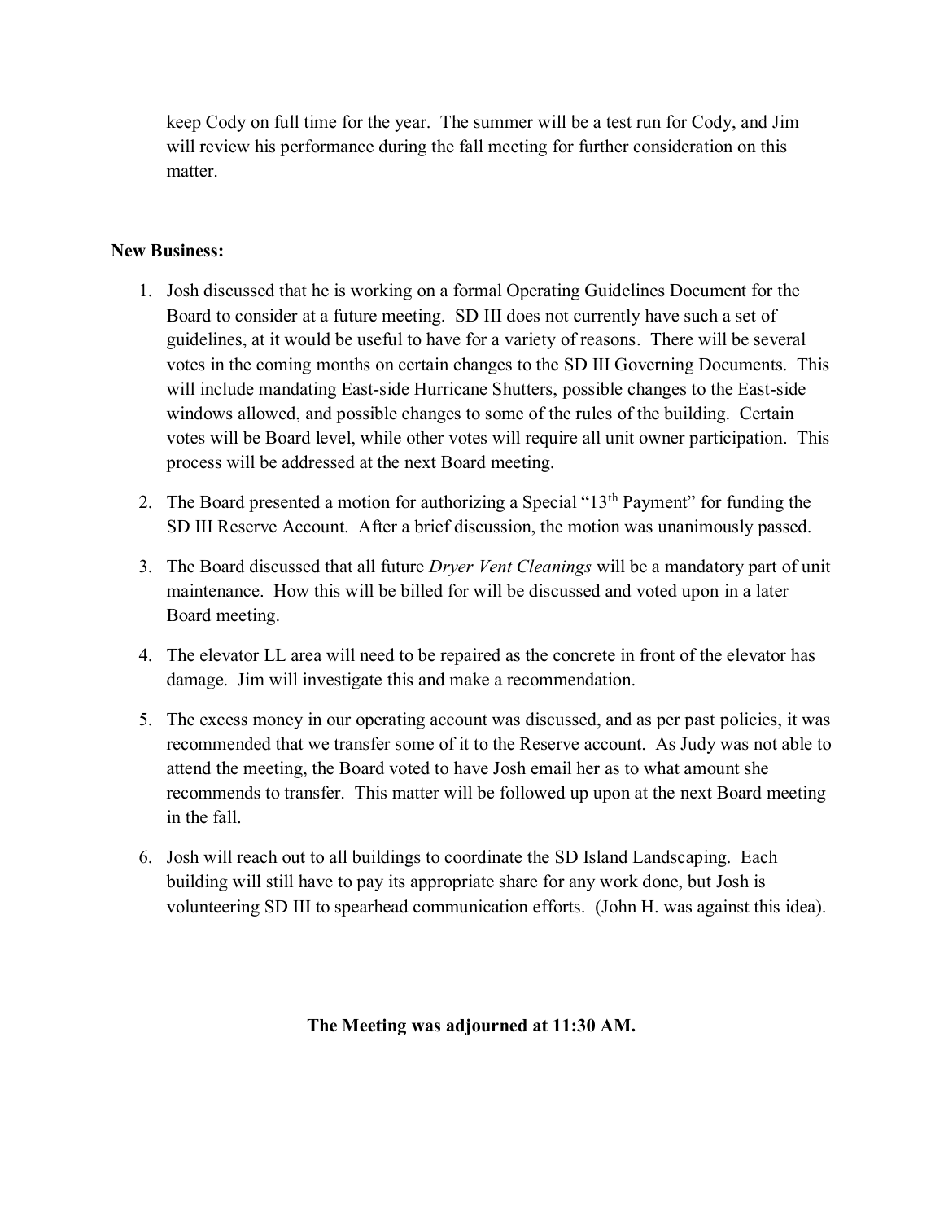keep Cody on full time for the year. The summer will be a test run for Cody, and Jim will review his performance during the fall meeting for further consideration on this matter.

**New Business:**

1. Josh discussed that he is working on a formal Operating Guidelines Document for the Board to consider at a future meeting. SD III does not currently have such a set of guidelines, at it would be useful to have for a variety of reasons. There will be several votes in the coming months on certain changes to the SD III Governing Documents. This will include mandating East-side Hurricane Shutters, possible changes to the East-side windows allowed, and possible changes to some of the rules of the building. Certain votes will be Board level, while other votes will require all unit owner participation. This process will be addressed at the next Board meeting.
2. The Board presented a motion for authorizing a Special "13th Payment" for funding the SD III Reserve Account. After a brief discussion, the motion was unanimously passed.
3. The Board discussed that all future *Dryer Vent Cleanings* will be a mandatory part of unit maintenance. How this will be billed for will be discussed and voted upon in a later Board meeting.
4. The elevator LL area will need to be repaired as the concrete in front of the elevator has damage. Jim will investigate this and make a recommendation.
5. The excess money in our operating account was discussed, and as per past policies, it was recommended that we transfer some of it to the Reserve account. As Judy was not able to attend the meeting, the Board voted to have Josh email her as to what amount she recommends to transfer. This matter will be followed up upon at the next Board meeting in the fall.
6. Josh will reach out to all buildings to coordinate the SD Island Landscaping. Each building will still have to pay its appropriate share for any work done, but Josh is volunteering SD III to spearhead communication efforts. (John H. was against this idea).

**The Meeting was adjourned at 11:30 AM.**